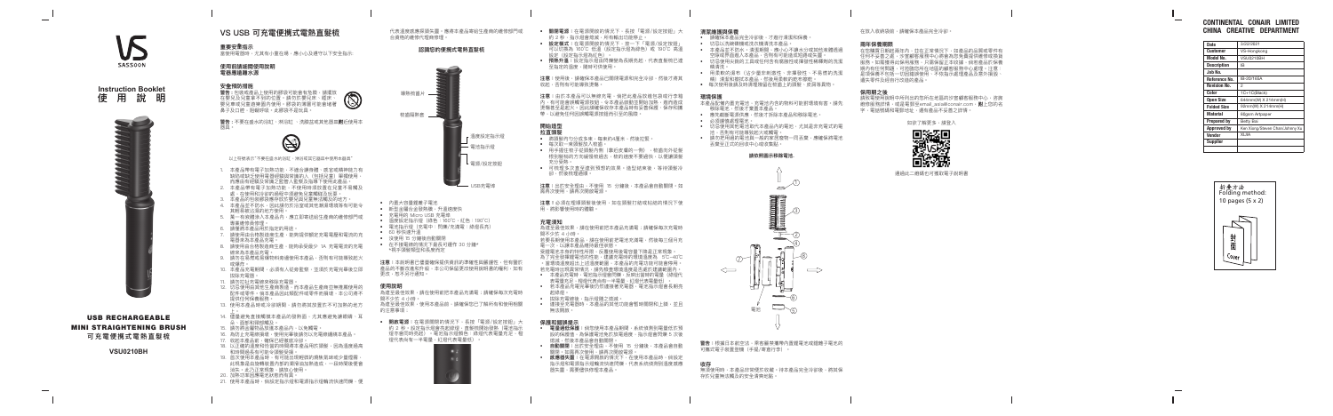VS SASSOON

# Instruction Booklet
# 使 用 說 明

# USB RECHARGEABLE MINI STRAIGHTENING BRUSH
# 可充電便攜式電熱直髮梳

**VSU0210BH**

---

## VS USB 可充電便攜式電熱直髮梳

### 重要安全指示

### 使用前請細閱使用說明

### 電器應遠離水源

### 安全預防措施

**警告：** 不要在浴缸、淋浴間、洗手盆或其它盛水器附近使用本器具。

### 認識您的便攜式電熱直髮梳

- 陶瓷加熱梳片
- 梳齒隔熱套
- 溫度指示燈
- 電池指示燈
- 電源/設定按鈕
- USB充電埠

- 內置大容量鋰電子電池
- 充電用的 Micro USB 充電線
- 溫度指示燈（綠色：160°C，紅色：190°C）
- 電池指示燈
- 60 秒快速升溫
- 30 分鐘自動關閉

### 使用說明

### 開始造型

### 拉直頭髮

### 充電須知

### 保護和錯誤提示

### 清潔與護理保養

### 環境保護

**請依照圖示移除電池**

電池

### 收存

### 兩年保養期限

### 保用期之後

---

## CONTINENTAL CONAIR LIMITED
## CHINA CREATIVE DEPARTMENT

| | |
|---|---|
| Date | 22/2/2021 |
| Customer | VS-Hongkong |
| Model No. | VSU0210BH |
| Description | IB |
| Job No. | |
| Reference No. | IB-20/158A |
| Revision No. | 2 |
| Color | 1C+1C(black) |
| Open Size | 440mm(W) X 210mm(H) |
| Folded Size | 88mm(W) X 210mm(H) |
| Material | 80gsm Artpaper |
| Prepared by | Betty Bai |
| Approved by | Ken Xiang/Steven Chen/Jimmy Xu |
| Vendor | XL-IA |
| Supplier | |

折叠方法
Folding method:
10 pages (5 x 2)

封面
Cover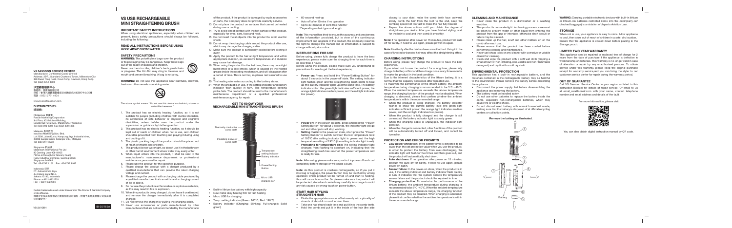# VS USB RECHARGEABLE MINI STRAIGHTENING BRUSH

## IMPORTANT SAFETY INSTRUCTIONS

When using electrical appliances, especially when children are present, basic safety precautions should always be followed, including the following:

### READ ALL INSTRUCTIONS BEFORE USING
### *KEEP AWAY FROM WATER*

### SAFETY PRECAUTIONS

**WARNING:** The polyethylene bags over the product or its packaging may be dangerous. Keep these bags out of the reach of babies and children. Never use them in cribs, children's beds, pushchairs or playpens. The thin film may cling to the nose and mouth and prevent breathing. A bag is not a toy.

**WARNING:** Do not use this appliance near bathtubs, showers, basins or other vessels containing water.

The above symbol means " Do not use this device in a bathtub, shower or water-filled reservoir "

1. The product has an electric heating function, so it is not suitable for people (including children) with mental disorders, no awareness of safe behavior or physical and cognitive disabilities, unless he/she uses the product under the supervision or guidance by his/her guardian.
2. The product has an electric heating function, so it should be kept out of reach of children when not in use, and children should be prevented from touching and playing it during using and cooling of it.
3. The plastic packing bag of the product should be placed out of reach of infants and children.
4. This product is non-watertight, so do not use it in the bathroom or other humid environment where water may easily enter.
5. When liquid enters into the product, it shall be sent to the manufacturer's maintenance department or professional maintenance personnel for repair.
6. Please use the product for the specified purpose.
7. Please charge the product with a charger produced by a qualified manufacturer that can provide the rated charging voltage and current.
8. Please charge the product with a charging cable produced by a qualified manufacturer that can withstand a charging current of 1A or above.
9. Do not use the product near flammable or explosive materials, as they may result in fire or explosion.
10. When the product is being charged, do not leave it unattended, and remove the charger immediately after it is completed charged.
11. Do not remove the charger by pulling the charging cable.
12. Never use accessories or parts manufactured by other manufacturers that are not recommended by the manufacturer of the product. If the product is damaged by such accessories or parts, the Company does not provide warranty service.
13. Do not place the product on surfaces that cannot be heated during use or cooling.
14. Try to avoid direct contact with the hot surface of the product, especially for eyes, ears, face and neck.
15. Do not insert metal objects into the product to avoid electric shock.
16. Do not wrap the charging cable around the product after use, which may damage the charging cable.
17. Make sure the product is sufficiently cooled before storing it away.
18. Apply the product to the hair at right temperature and within appropriate duration, as excessive temperature and duration may cause hair damage.
19. When using the product for the first time, there may be a slight burnt smell or a little smoke, which is caused by the heated grease inside the rotating mechanism, and will disappear after a period of time. This is normal, so please rest assured to use it.
20. The heating rate varies according to the battery status.
21. When the product is in use, if the setting indicator and battery indicator flash quickly in turn. The temperature sensing probe fails. The product should be sent to the manufacturer's maintenance department or a qualified professional maintenance agency for repair.

## GET TO KNOW YOUR RECHARGEABLE MINI STRAIGHTENING BRUSH

Thermally conductive comb teeth
Insulating sleeve of comb teeth
Temperature setting indicator
Battery indicator
Power/Setting Button
Micro USB charging port

- Built-in lithium ion battery with high capacity
- New metal alloy heating film for fast heating
- Micro USB for charging
- Temp. setting indicator (Green: 160°C, Red: 190°C)
- Battery indicator (Charging: Blinking/ Full-charged: Solid green)
- 60-second heat-up
- Auto off after 15mins if no operation
- Up to 30-minutes of cord-free runtime*

*Depending on hair type and length

**Note:** This manual has tried to ensure the accuracy and preciseness of the information provided, but in view of the continuous improvement and upgrade of the product, the Company reserves the right to change this manual and all information is subject to change without prior notice.

## INSTRUCTIONS FOR USE

Before using, please fully charge the product to have the best experience; please make sure the charging time for each time is no less than 4 hours.

Before using the product, please make sure you understand all precautions for use to get the best experience;

- **Power on:** Press and hold the "Power/Setting Button" for about 2 seconds in the power-off state. The setting indicator light flashes green and the straightening brush starts to heat up (the battery indicator lights up at the same time. The battery indicator color: the green light indicates sufficient power, the orange light indicates medium power, and the red light indicates low power).
- **Power off:** In the power-on state, press and hold the "Power/ Setting Button" for about 2 seconds, the indicator light will go out and all outputs will stop working.
- **Setting mode:** In the power-on state, short press the "Power/ Setting Button" to switch between the low temperature level of 160°C (the setting indicator light is green) and the high temperature setting of 190°C (the setting indicator light is red).
- **Preheating for temperature rise:** The setting indicator light changes from flashing to constant on, indicating that the straightening brush has reached the preset temperature and is ready for use.

**Note:** After using, please make sure product is power off and cool completely before storage or will cause a burn.

**Note:** As this product is cordless rechargeable, so if you put it into bag or luggage, the power button may be touched by wrong operation which product will be turned on and start to heating, thus will cause burn or fire. So please make sure the product will be protected, stored and carried very carefully for storage to avoid any risk caused by wrong touch on power button.

## START HAIR STYLING STRAIGHTEN HAIR

- Divide the appropriate amount of hair evenly into a plurality of strands of about 4 cm and tension them.
- Take one hair strand each time and put it into the comb teeth.
- Hold the comb and put it in the inside of the hair (the side closing to your skin), make the comb teeth face outward, slowly comb the hair from the root to the end, keep the combing speed not too fast to make the hair fully heated.
- Repeat the above actions until you obtain the degree of straightness you desire. After you have finished styling, wait for the hair to cool and then comb it if necessary.

**Note:** If no operation after power on 15 minutes, product will auto off for safety. If need to use again, please power on again.

**Note:** Use it only after the hair has been smoothed out. Using it in the case of knotted or bonded hair may affect the straightening effect.

## CHARGING INSTRUCTIONS

Before using, please fully charge the product to have the best experience.

If you intend not to use the product for a long time, please fully charge its battery at first and then charge once every three months to make the product in the best condition.

Due to the inherent characteristics of the lithium battery, it is normal that the capacity decreases after repeated use.

To maximize the performance of the lithium battery, the ambient temperature during charging is recommended to be 5°C - 40°C. When the ambient temperature exceeds the above temperature range, the charging function of the product may be disabled. When charging is abnormal, please first confirm whether the ambient temperature is within the recommended range.

- When the product is being charged, the battery indicator flashes to show the current battery level (the green light indicates sufficient power, the orange light indicates medium power, and the red light indicates low power).
- When the product is fully charged and the charger is still connected, the battery indicator light is steady green.
- When the charging cable is unplugged, the indicator light goes out.
- When the charger is connected, other functions of the product will be automatically turned off and locked, and cannot be turned on.

## PROTECTION AND ERROR PROMPTS

- **Low-power protection:** If the battery level is detected to be lower than the set protection value when you use the product, in order to protect the battery from over-discharging, the indicator light will flash for five times and then goes out, and the product will automatically shut down.
- **Auto shutdown:** If no operation after power on 15 minutes, product will auto off for safety. If need to use again, please power on again.
- **Sensor failure:** In the power-on state, when the product is in use, if the setting indicator and battery indicator flash quickly in turn, it indicates that the temperature sensor fails. The sensor failure and the product should be repaired in time.
- **Charging protection:** To maximize the performance of the lithium battery, the ambient temperature during charging is recommended to be 5°C - 40°C. When the ambient temperature exceeds the above temperature range, the charging function of the product may be disabled. When charging is abnormal, please first confirm whether the ambient temperature is within the recommended range.

## CLEANING AND MAINTENANCE

- Never clean the product in a dishwasher or a washing machine.
- This product is non-watertight. In cleaning process, care must be taken to prevent water or other liquid from entering the product from the gap or interface, otherwise short circuit or failure may be caused.
- Please clean up the hair, scurf and other matters left on the comb after each use.
- Please ensure that the product has been cooled before performing cleaning and maintenance.
- Never use sharp tools or any cleaner with corrosive or volatile diluent for cleaning.
- Clean and wipe the product with a soft wet cloth (dipping a small amount of non-irritating, non-volatile and non-flammable detergent) and dry it with a soft dry cloth.

## ENVIRONMENTAL PROTECTION

This appliance has a built-in rechargeable battery, and the materials contained in the rechargeable battery may be harmful to the environment. Please remove the battery before discarding the appliance.

- Disconnect the power supply first before disassembling the appliance and removing the battery.
- The battery must be handled safely.
- Do not use other batteries to replace the battery inside the comb, especially non-rechargeable batteries, which may cause fire or electric shock.
- Do not discard used battery with normal household waste, making sure that the battery is disposed of at official recycling centers or collection points.

**Remove the battery as illustrated.**

Battery

**WARNING:** Carrying portable electronic devices with built-in lithium or lithium-ion batteries restricted items into the cabin(carry-on/ checked baggage) is a violation of Japan's Aviation Law.

## STORAGE

When not in use, your appliance is easy to store. Allow appliance to cool, then store out of reach of children in a safe, dry location. Ensure that the appliance is cooled down before placing in the Storage pouch.

## LIMITED TWO YEAR WARRANTY

This appliance can be repaired or replaced free of charge for 2 years from the date of purchase if the appliance is defective in workmanship or materials. This warranty is no longer valid in case of alteration or repair by any unauthorised persons. To obtain service under this warranty, please keep the original purchase receipt for warranty service,and you can bring the styler to our customer service center for repair during the warranty period.

## OUT OF GUARANTEE

Call VS Sassoon Service Centre in your region as listed in this Instruction Booklet for details of repair service. Or email to us at email_asia@conair.com with your name, contact telephone number and email address and details of the fault.

For more information, please visit

You can also obtain digital instruction manual by QR code.

---

**VS SASSOON SERVICE CENTRE**
Manufacturer: Conair Far East Limited
Address: 35/F., Standard Chartered Tower, Millennium City, 388 Kwun Tong Road, Kwun Tong, Kowloon, Hong Kong.
Tel: (852) 2751 4604

**沙宣維修服務中心**
製造商：美康雅有限公司
地址：香港九龍觀塘觀塘道388號創紀之城渣打中心35樓
電話：(852) 2751 4604

www.toolsofsassoon.com

**DISTRIBUTED BY:**
**經銷商:**

Philippines 菲律賓
Rustan Marketing Corporation
3rd Floor, 403 Midland Building
Senator Gil Puyat Ave., Makati City, Philippines
Tel: (632) 890 9703 Fax: (632) 890 4606

Malaysia 馬來西亞
Innovent Marketing Sdn. Bhd.
Lot 2266, Jalan Kusta, Kampung Jaya Industrial Area,
47000 Sungai Buloh, Selangor D.E., Malaysia
Tel: 603 6141 3088

Singapore 新加坡
Makernark International Pte Ltd
80 Genting Lane #06-01/05
(Entrance through 53 Tannery Road)
Ruby Industrial Complex, Genting Block
Singapore 349565
Tel : 65-6747 1102 Fax : 65-6747 8987

Indonesia 印尼
PT. Autoscondo Jaya
Jl. Cideng Barat No. 7
Jakarta 10150, Indonesia
Phone: + 6221 6332733
Fax: + 6221 6320988

Certain trademarks used under license from The Procter & Gamble Company or its affiliates.
獲寶潔公司或其聯營公司授權使用某些商標

VSU0210BH

IB-20/165A